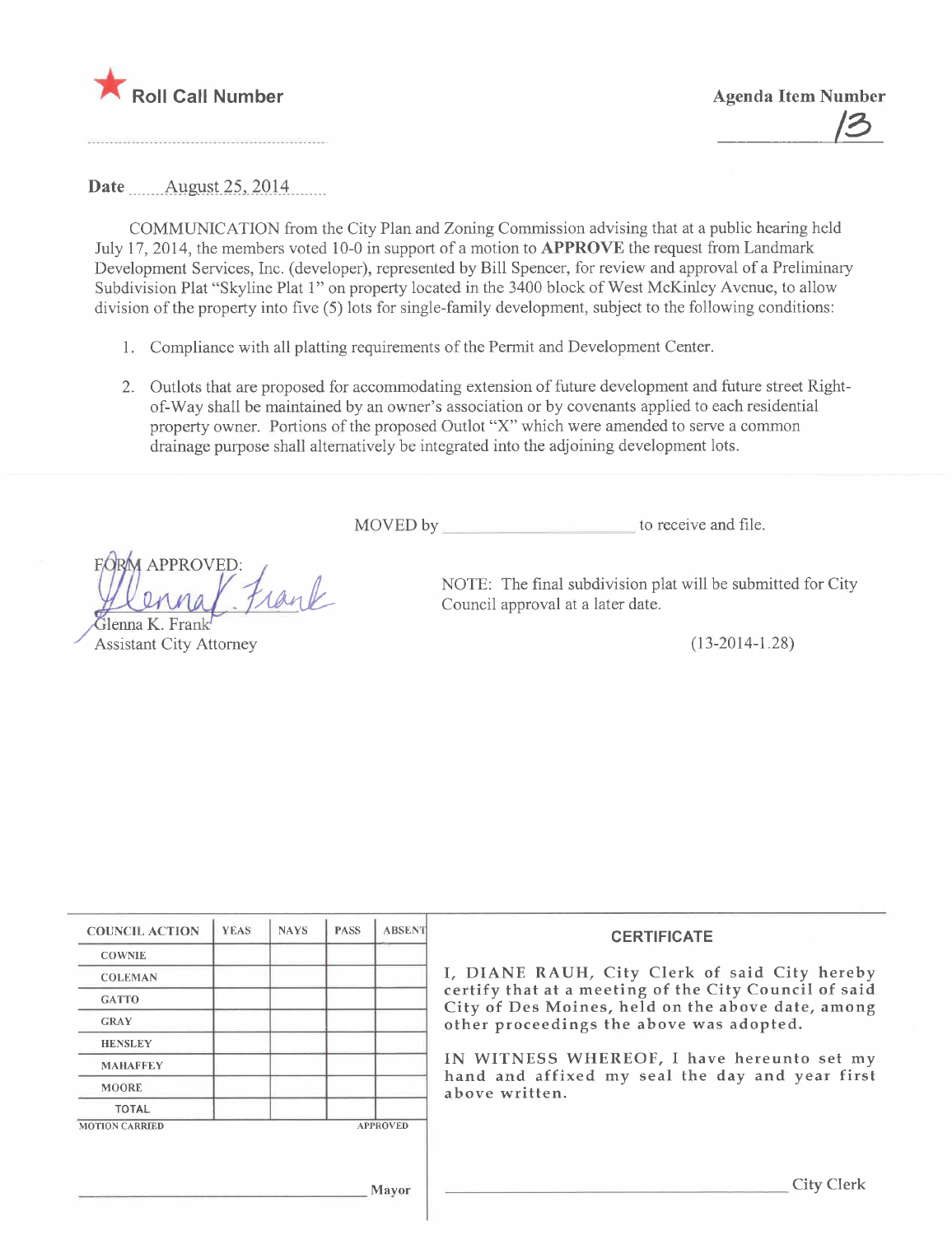★ Roll Call Number

Agenda Item Number

13

Date August 25, 2014

COMMUNICATION from the City Plan and Zoning Commission advising that at a public hearing held July 17, 2014, the members voted 10-0 in support of a motion to **APPROVE** the request from Landmark Development Services, Inc. (developer), represented by Bill Spencer, for review and approval of a Preliminary Subdivision Plat "Skyline Plat 1" on property located in the 3400 block of West McKinley Avenue, to allow division of the property into five (5) lots for single-family development, subject to the following conditions:

1. Compliance with all platting requirements of the Permit and Development Center.
2. Outlots that are proposed for accommodating extension of future development and future street Right-of-Way shall be maintained by an owner's association or by covenants applied to each residential property owner. Portions of the proposed Outlot "X" which were amended to serve a common drainage purpose shall alternatively be integrated into the adjoining development lots.

MOVED by ____________________ to receive and file.

FORM APPROVED:

Glenna K. Frank
Assistant City Attorney

NOTE: The final subdivision plat will be submitted for City Council approval at a later date.

(13-2014-1.28)

| COUNCIL ACTION | YEAS | NAYS | PASS | ABSENT |
|---|---|---|---|---|
| COWNIE | | | | |
| COLEMAN | | | | |
| GATTO | | | | |
| GRAY | | | | |
| HENSLEY | | | | |
| MAHAFFEY | | | | |
| MOORE | | | | |
| TOTAL | | | | |

MOTION CARRIED APPROVED

____________________ Mayor

**CERTIFICATE**

I, DIANE RAUH, City Clerk of said City hereby certify that at a meeting of the City Council of said City of Des Moines, held on the above date, among other proceedings the above was adopted.

IN WITNESS WHEREOF, I have hereunto set my hand and affixed my seal the day and year first above written.

____________________ City Clerk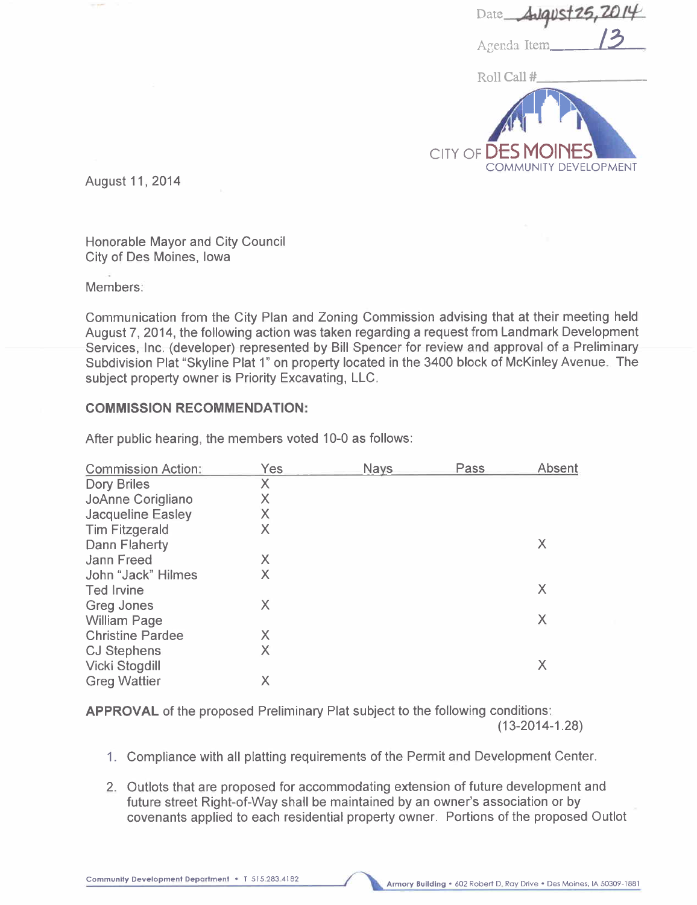Date August 25, 2014

Agenda Item 13

Roll Call #

CITY OF DES MOINES COMMUNITY DEVELOPMENT

August 11, 2014

Honorable Mayor and City Council
City of Des Moines, Iowa

Members:

Communication from the City Plan and Zoning Commission advising that at their meeting held August 7, 2014, the following action was taken regarding a request from Landmark Development Services, Inc. (developer) represented by Bill Spencer for review and approval of a Preliminary Subdivision Plat "Skyline Plat 1" on property located in the 3400 block of McKinley Avenue. The subject property owner is Priority Excavating, LLC.

**COMMISSION RECOMMENDATION:**

After public hearing, the members voted 10-0 as follows:

| Commission Action: | Yes | Nays | Pass | Absent |
|---|---|---|---|---|
| Dory Briles | X | | | |
| JoAnne Corigliano | X | | | |
| Jacqueline Easley | X | | | |
| Tim Fitzgerald | X | | | |
| Dann Flaherty | | | | X |
| Jann Freed | X | | | |
| John "Jack" Hilmes | X | | | |
| Ted Irvine | | | | X |
| Greg Jones | X | | | |
| William Page | | | | X |
| Christine Pardee | X | | | |
| CJ Stephens | X | | | |
| Vicki Stogdill | | | | X |
| Greg Wattier | X | | | |

**APPROVAL** of the proposed Preliminary Plat subject to the following conditions:
(13-2014-1.28)

1. Compliance with all platting requirements of the Permit and Development Center.
2. Outlots that are proposed for accommodating extension of future development and future street Right-of-Way shall be maintained by an owner's association or by covenants applied to each residential property owner. Portions of the proposed Outlot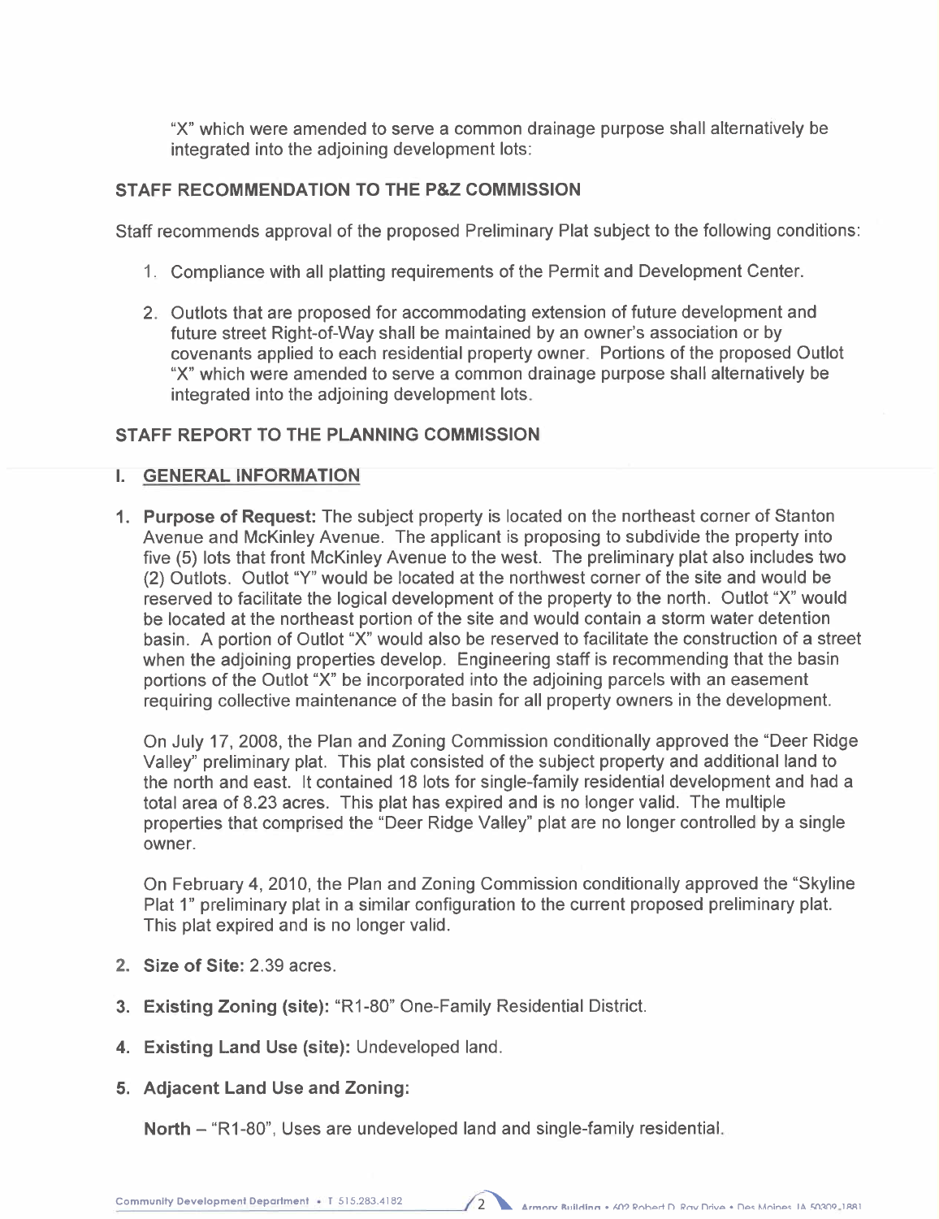"X" which were amended to serve a common drainage purpose shall alternatively be integrated into the adjoining development lots:

## STAFF RECOMMENDATION TO THE P&Z COMMISSION

Staff recommends approval of the proposed Preliminary Plat subject to the following conditions:

1. Compliance with all platting requirements of the Permit and Development Center.

2. Outlots that are proposed for accommodating extension of future development and future street Right-of-Way shall be maintained by an owner's association or by covenants applied to each residential property owner. Portions of the proposed Outlot "X" which were amended to serve a common drainage purpose shall alternatively be integrated into the adjoining development lots.

## STAFF REPORT TO THE PLANNING COMMISSION

### I. GENERAL INFORMATION

1. **Purpose of Request:** The subject property is located on the northeast corner of Stanton Avenue and McKinley Avenue. The applicant is proposing to subdivide the property into five (5) lots that front McKinley Avenue to the west. The preliminary plat also includes two (2) Outlots. Outlot "Y" would be located at the northwest corner of the site and would be reserved to facilitate the logical development of the property to the north. Outlot "X" would be located at the northeast portion of the site and would contain a storm water detention basin. A portion of Outlot "X" would also be reserved to facilitate the construction of a street when the adjoining properties develop. Engineering staff is recommending that the basin portions of the Outlot "X" be incorporated into the adjoining parcels with an easement requiring collective maintenance of the basin for all property owners in the development.

   On July 17, 2008, the Plan and Zoning Commission conditionally approved the "Deer Ridge Valley" preliminary plat. This plat consisted of the subject property and additional land to the north and east. It contained 18 lots for single-family residential development and had a total area of 8.23 acres. This plat has expired and is no longer valid. The multiple properties that comprised the "Deer Ridge Valley" plat are no longer controlled by a single owner.

   On February 4, 2010, the Plan and Zoning Commission conditionally approved the "Skyline Plat 1" preliminary plat in a similar configuration to the current proposed preliminary plat. This plat expired and is no longer valid.

2. **Size of Site:** 2.39 acres.

3. **Existing Zoning (site):** "R1-80" One-Family Residential District.

4. **Existing Land Use (site):** Undeveloped land.

5. **Adjacent Land Use and Zoning:**

   **North** – "R1-80", Uses are undeveloped land and single-family residential.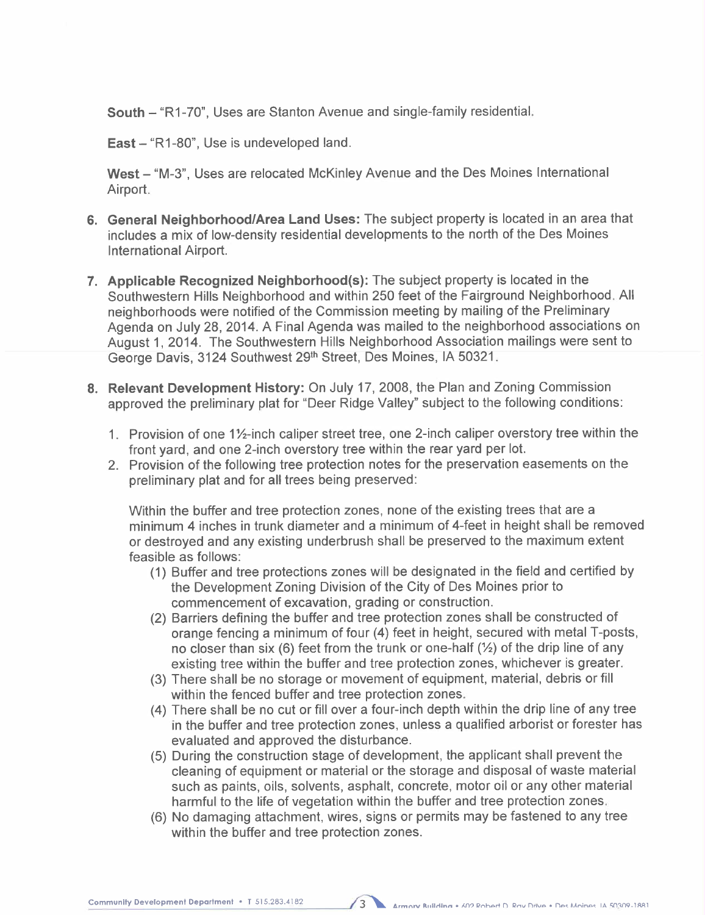**South** – "R1-70", Uses are Stanton Avenue and single-family residential.

**East** – "R1-80", Use is undeveloped land.

**West** – "M-3", Uses are relocated McKinley Avenue and the Des Moines International Airport.

6. **General Neighborhood/Area Land Uses:** The subject property is located in an area that includes a mix of low-density residential developments to the north of the Des Moines International Airport.

7. **Applicable Recognized Neighborhood(s):** The subject property is located in the Southwestern Hills Neighborhood and within 250 feet of the Fairground Neighborhood. All neighborhoods were notified of the Commission meeting by mailing of the Preliminary Agenda on July 28, 2014. A Final Agenda was mailed to the neighborhood associations on August 1, 2014. The Southwestern Hills Neighborhood Association mailings were sent to George Davis, 3124 Southwest 29th Street, Des Moines, IA 50321.

8. **Relevant Development History:** On July 17, 2008, the Plan and Zoning Commission approved the preliminary plat for "Deer Ridge Valley" subject to the following conditions:

   1. Provision of one 1½-inch caliper street tree, one 2-inch caliper overstory tree within the front yard, and one 2-inch overstory tree within the rear yard per lot.
   2. Provision of the following tree protection notes for the preservation easements on the preliminary plat and for all trees being preserved:

      Within the buffer and tree protection zones, none of the existing trees that are a minimum 4 inches in trunk diameter and a minimum of 4-feet in height shall be removed or destroyed and any existing underbrush shall be preserved to the maximum extent feasible as follows:

      (1) Buffer and tree protections zones will be designated in the field and certified by the Development Zoning Division of the City of Des Moines prior to commencement of excavation, grading or construction.
      (2) Barriers defining the buffer and tree protection zones shall be constructed of orange fencing a minimum of four (4) feet in height, secured with metal T-posts, no closer than six (6) feet from the trunk or one-half (½) of the drip line of any existing tree within the buffer and tree protection zones, whichever is greater.
      (3) There shall be no storage or movement of equipment, material, debris or fill within the fenced buffer and tree protection zones.
      (4) There shall be no cut or fill over a four-inch depth within the drip line of any tree in the buffer and tree protection zones, unless a qualified arborist or forester has evaluated and approved the disturbance.
      (5) During the construction stage of development, the applicant shall prevent the cleaning of equipment or material or the storage and disposal of waste material such as paints, oils, solvents, asphalt, concrete, motor oil or any other material harmful to the life of vegetation within the buffer and tree protection zones.
      (6) No damaging attachment, wires, signs or permits may be fastened to any tree within the buffer and tree protection zones.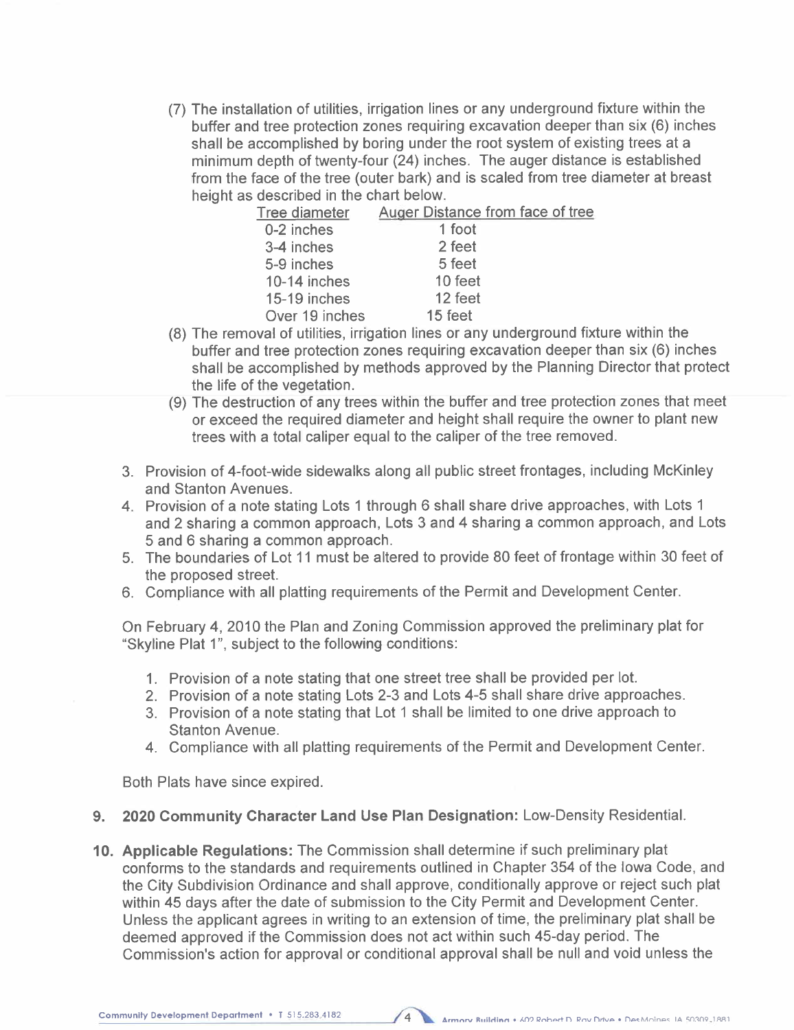(7) The installation of utilities, irrigation lines or any underground fixture within the buffer and tree protection zones requiring excavation deeper than six (6) inches shall be accomplished by boring under the root system of existing trees at a minimum depth of twenty-four (24) inches. The auger distance is established from the face of the tree (outer bark) and is scaled from tree diameter at breast height as described in the chart below.

| Tree diameter | Auger Distance from face of tree |
|---|---|
| 0-2 inches | 1 foot |
| 3-4 inches | 2 feet |
| 5-9 inches | 5 feet |
| 10-14 inches | 10 feet |
| 15-19 inches | 12 feet |
| Over 19 inches | 15 feet |

(8) The removal of utilities, irrigation lines or any underground fixture within the buffer and tree protection zones requiring excavation deeper than six (6) inches shall be accomplished by methods approved by the Planning Director that protect the life of the vegetation.

(9) The destruction of any trees within the buffer and tree protection zones that meet or exceed the required diameter and height shall require the owner to plant new trees with a total caliper equal to the caliper of the tree removed.

3. Provision of 4-foot-wide sidewalks along all public street frontages, including McKinley and Stanton Avenues.
4. Provision of a note stating Lots 1 through 6 shall share drive approaches, with Lots 1 and 2 sharing a common approach, Lots 3 and 4 sharing a common approach, and Lots 5 and 6 sharing a common approach.
5. The boundaries of Lot 11 must be altered to provide 80 feet of frontage within 30 feet of the proposed street.
6. Compliance with all platting requirements of the Permit and Development Center.

On February 4, 2010 the Plan and Zoning Commission approved the preliminary plat for "Skyline Plat 1", subject to the following conditions:

1. Provision of a note stating that one street tree shall be provided per lot.
2. Provision of a note stating Lots 2-3 and Lots 4-5 shall share drive approaches.
3. Provision of a note stating that Lot 1 shall be limited to one drive approach to Stanton Avenue.
4. Compliance with all platting requirements of the Permit and Development Center.

Both Plats have since expired.

9. **2020 Community Character Land Use Plan Designation:** Low-Density Residential.

10. **Applicable Regulations:** The Commission shall determine if such preliminary plat conforms to the standards and requirements outlined in Chapter 354 of the Iowa Code, and the City Subdivision Ordinance and shall approve, conditionally approve or reject such plat within 45 days after the date of submission to the City Permit and Development Center. Unless the applicant agrees in writing to an extension of time, the preliminary plat shall be deemed approved if the Commission does not act within such 45-day period. The Commission's action for approval or conditional approval shall be null and void unless the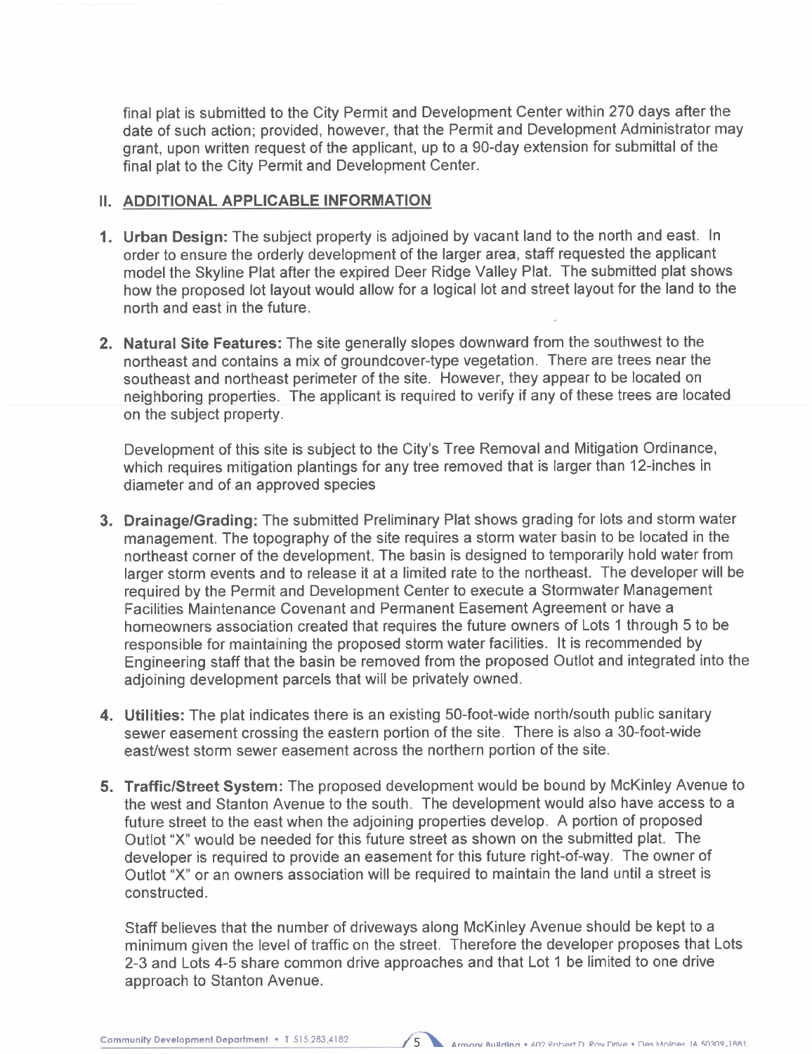final plat is submitted to the City Permit and Development Center within 270 days after the date of such action; provided, however, that the Permit and Development Administrator may grant, upon written request of the applicant, up to a 90-day extension for submittal of the final plat to the City Permit and Development Center.

## II. ADDITIONAL APPLICABLE INFORMATION

1. **Urban Design:** The subject property is adjoined by vacant land to the north and east. In order to ensure the orderly development of the larger area, staff requested the applicant model the Skyline Plat after the expired Deer Ridge Valley Plat. The submitted plat shows how the proposed lot layout would allow for a logical lot and street layout for the land to the north and east in the future.

2. **Natural Site Features:** The site generally slopes downward from the southwest to the northeast and contains a mix of groundcover-type vegetation. There are trees near the southeast and northeast perimeter of the site. However, they appear to be located on neighboring properties. The applicant is required to verify if any of these trees are located on the subject property.

   Development of this site is subject to the City's Tree Removal and Mitigation Ordinance, which requires mitigation plantings for any tree removed that is larger than 12-inches in diameter and of an approved species

3. **Drainage/Grading:** The submitted Preliminary Plat shows grading for lots and storm water management. The topography of the site requires a storm water basin to be located in the northeast corner of the development. The basin is designed to temporarily hold water from larger storm events and to release it at a limited rate to the northeast. The developer will be required by the Permit and Development Center to execute a Stormwater Management Facilities Maintenance Covenant and Permanent Easement Agreement or have a homeowners association created that requires the future owners of Lots 1 through 5 to be responsible for maintaining the proposed storm water facilities. It is recommended by Engineering staff that the basin be removed from the proposed Outlot and integrated into the adjoining development parcels that will be privately owned.

4. **Utilities:** The plat indicates there is an existing 50-foot-wide north/south public sanitary sewer easement crossing the eastern portion of the site. There is also a 30-foot-wide east/west storm sewer easement across the northern portion of the site.

5. **Traffic/Street System:** The proposed development would be bound by McKinley Avenue to the west and Stanton Avenue to the south. The development would also have access to a future street to the east when the adjoining properties develop. A portion of proposed Outlot "X" would be needed for this future street as shown on the submitted plat. The developer is required to provide an easement for this future right-of-way. The owner of Outlot "X" or an owners association will be required to maintain the land until a street is constructed.

   Staff believes that the number of driveways along McKinley Avenue should be kept to a minimum given the level of traffic on the street. Therefore the developer proposes that Lots 2-3 and Lots 4-5 share common drive approaches and that Lot 1 be limited to one drive approach to Stanton Avenue.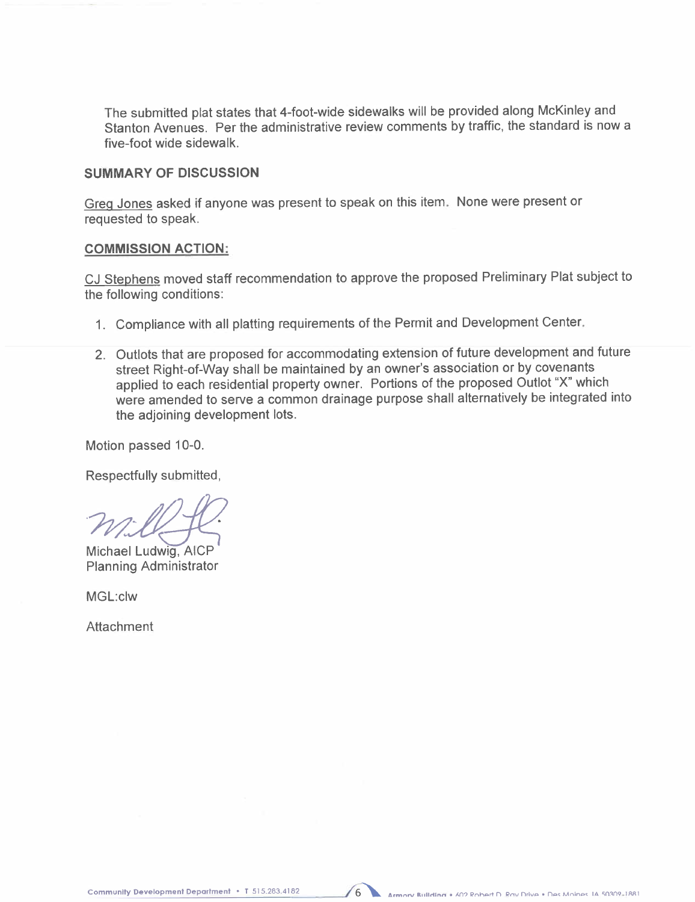The submitted plat states that 4-foot-wide sidewalks will be provided along McKinley and Stanton Avenues. Per the administrative review comments by traffic, the standard is now a five-foot wide sidewalk.

## SUMMARY OF DISCUSSION

Greg Jones asked if anyone was present to speak on this item. None were present or requested to speak.

## COMMISSION ACTION:

CJ Stephens moved staff recommendation to approve the proposed Preliminary Plat subject to the following conditions:

1. Compliance with all platting requirements of the Permit and Development Center.
2. Outlots that are proposed for accommodating extension of future development and future street Right-of-Way shall be maintained by an owner's association or by covenants applied to each residential property owner. Portions of the proposed Outlot "X" which were amended to serve a common drainage purpose shall alternatively be integrated into the adjoining development lots.

Motion passed 10-0.

Respectfully submitted,

Michael Ludwig, AICP
Planning Administrator

MGL:clw

Attachment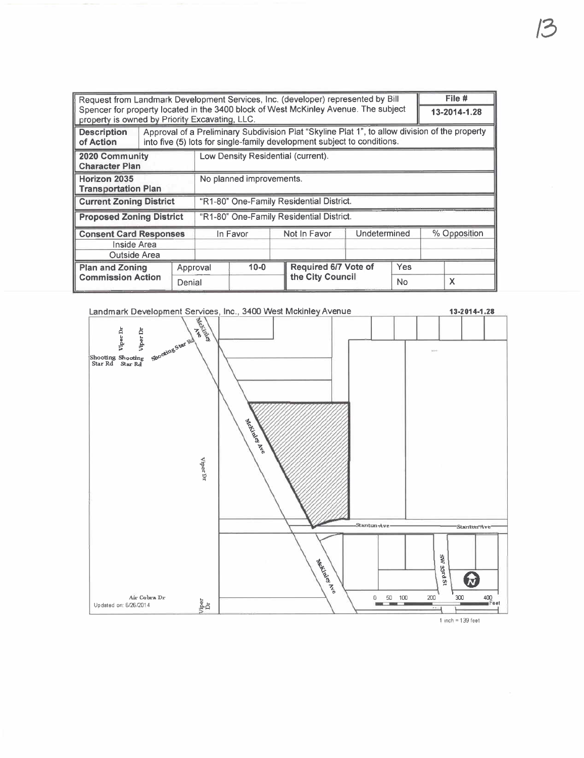| Request from Landmark Development Services, Inc. (developer) represented by Bill Spencer for property located in the 3400 block of West McKinley Avenue. The subject property is owned by Priority Excavating, LLC. | | | | | | | File # |
|---|---|---|---|---|---|---|---|
| | | | | | | | 13-2014-1.28 |
| **Description of Action** | Approval of a Preliminary Subdivision Plat "Skyline Plat 1", to allow division of the property into five (5) lots for single-family development subject to conditions. | | | | | | |
| **2020 Community Character Plan** | | Low Density Residential (current). | | | | | |
| **Horizon 2035 Transportation Plan** | | No planned improvements. | | | | | |
| **Current Zoning District** | | "R1-80" One-Family Residential District. | | | | | |
| **Proposed Zoning District** | | "R1-80" One-Family Residential District. | | | | | |
| **Consent Card Responses** | | In Favor | | Not In Favor | Undetermined | | % Opposition |
| Inside Area | | | | | | | |
| Outside Area | | | | | | | |
| **Plan and Zoning Commission Action** | Approval | 10-0 | | **Required 6/7 Vote of the City Council** | Yes | | |
| | Denial | | | | No | | X |

Landmark Development Services, Inc., 3400 West Mckinley Avenue **13-2014-1.28**

Updated on: 6/26/2014

1 inch = 139 feet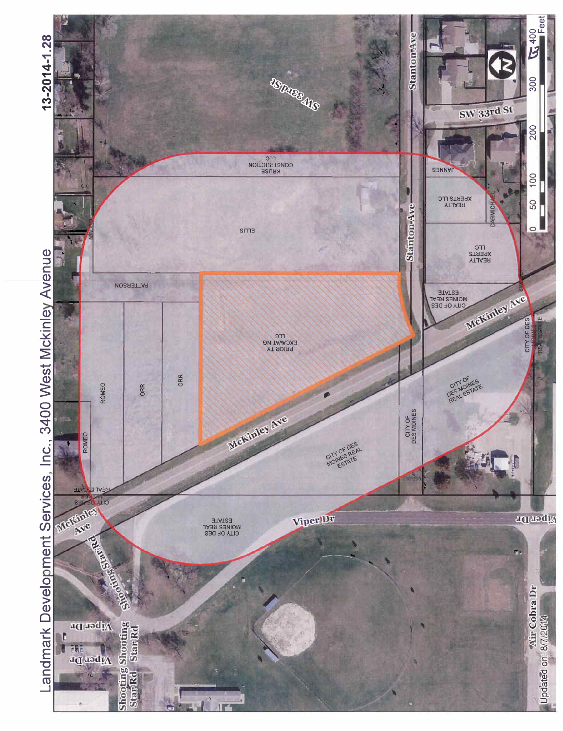# Landmark Development Services, Inc., 3400 West Mckinley Avenue

13-2014-1.28

PRIORITY EXCAVATING LLC

KRUSE CONSTRUCTION LLC

ELLIS

PATTERSON

ROMEO

ORR

ORR

ROMEO

CITY OF DES MOINES REAL ESTATE

CITY OF DES MOINES REAL ESTATE

CITY OF DES MOINES

CITY OF DES MOINES REAL ESTATE

CITY OF DES MOINES REAL ESTATE

CITY OF DES MOINES REAL ESTATE

REALTY XPERTS LLC

REALTY XPERTS LLC

JANNES

CARMICHAEL

McKinley Ave

Stanton Ave

SW 33rd St

Viper Dr

Shooting Star Rd

Air Cobra Dr

0 50 100 200 300 400 Feet

Updated on: 8/7/2014